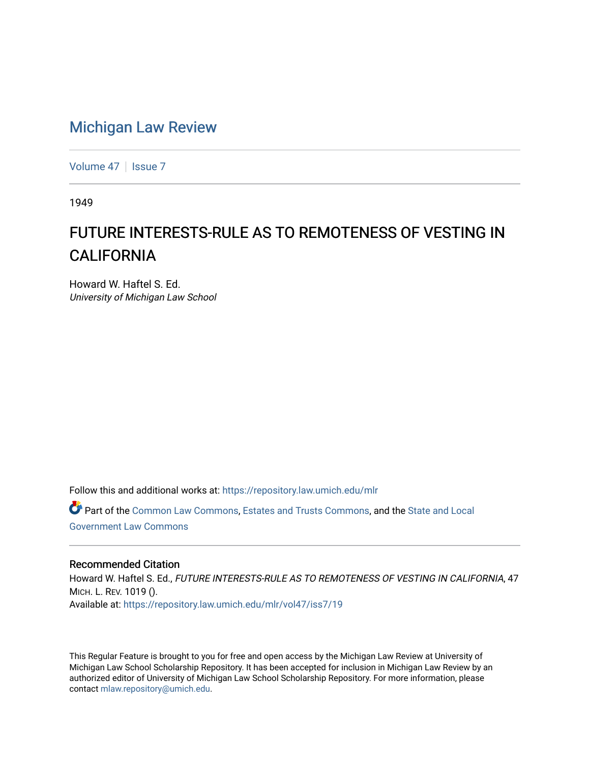Michigan Law Review

Volume 47 | Issue 7

1949

# FUTURE INTERESTS-RULE AS TO REMOTENESS OF VESTING IN CALIFORNIA

Howard W. Haftel S. Ed.
*University of Michigan Law School*

Follow this and additional works at: https://repository.law.umich.edu/mlr

Part of the Common Law Commons, Estates and Trusts Commons, and the State and Local Government Law Commons

## Recommended Citation

Howard W. Haftel S. Ed., *FUTURE INTERESTS-RULE AS TO REMOTENESS OF VESTING IN CALIFORNIA*, 47 MICH. L. REV. 1019 ().
Available at: https://repository.law.umich.edu/mlr/vol47/iss7/19

This Regular Feature is brought to you for free and open access by the Michigan Law Review at University of Michigan Law School Scholarship Repository. It has been accepted for inclusion in Michigan Law Review by an authorized editor of University of Michigan Law School Scholarship Repository. For more information, please contact mlaw.repository@umich.edu.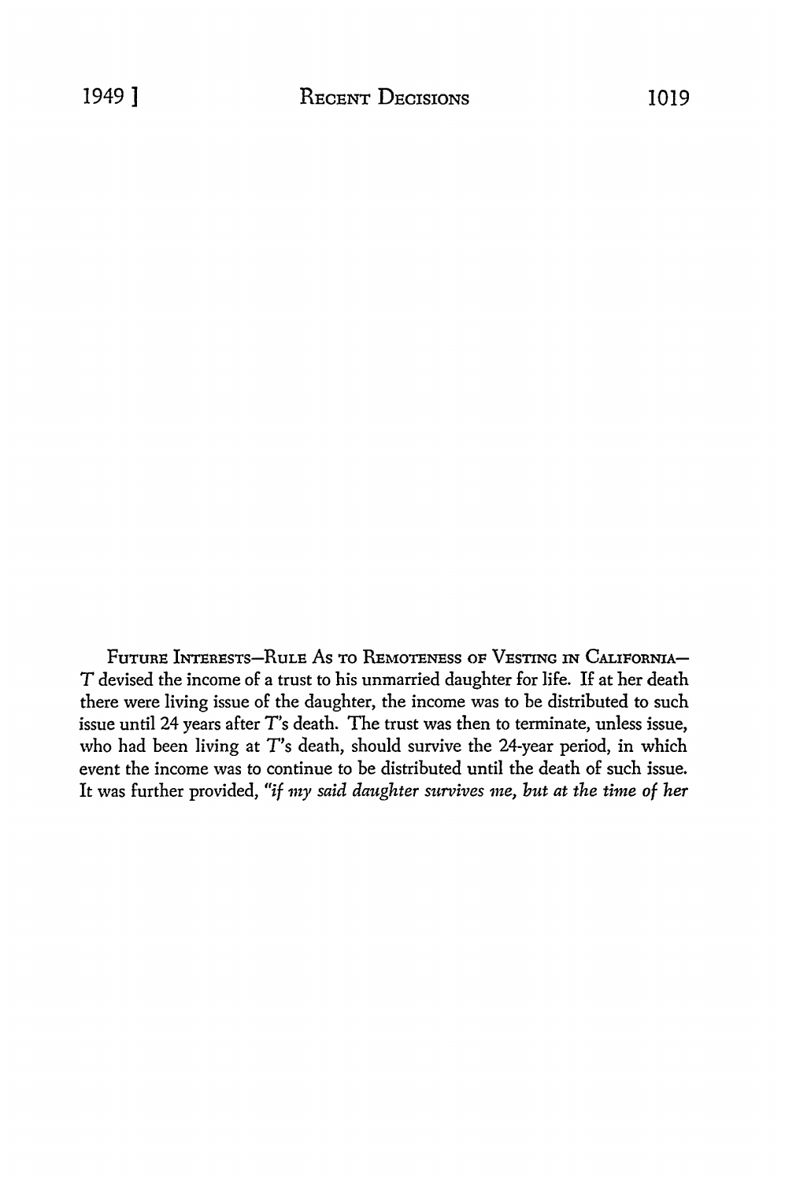FUTURE INTERESTS—RULE AS TO REMOTENESS OF VESTING IN CALIFORNIA—*T* devised the income of a trust to his unmarried daughter for life. If at her death there were living issue of the daughter, the income was to be distributed to such issue until 24 years after *T*'s death. The trust was then to terminate, unless issue, who had been living at *T*'s death, should survive the 24-year period, in which event the income was to continue to be distributed until the death of such issue. It was further provided, *"if my said daughter survives me, but at the time of her*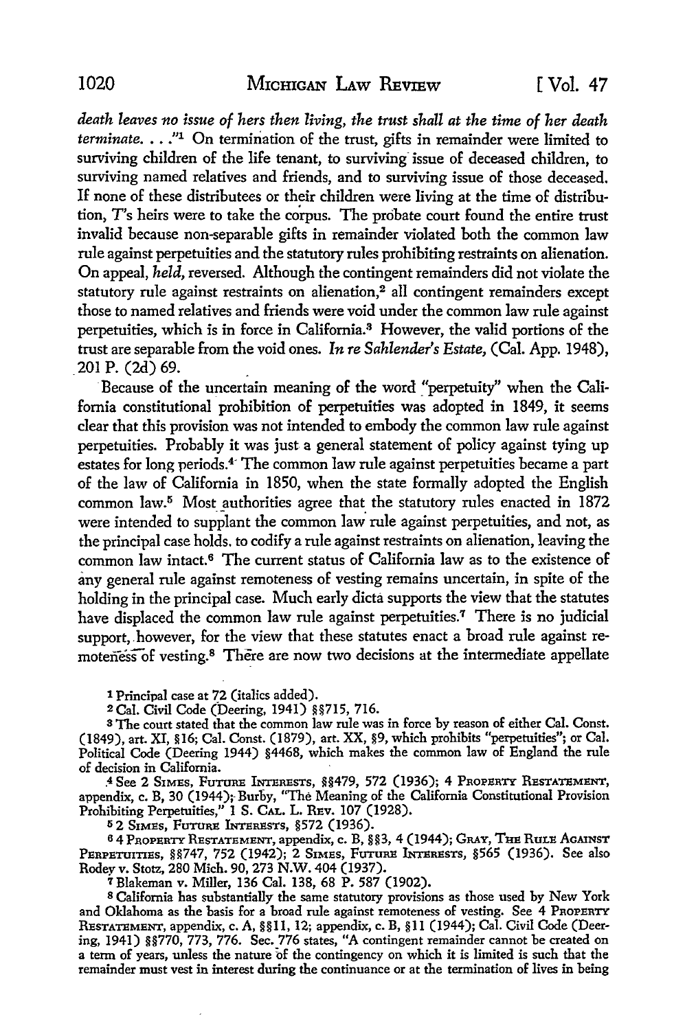*death leaves no issue of hers then living, the trust shall at the time of her death terminate. . . .*"[1] On termination of the trust, gifts in remainder were limited to surviving children of the life tenant, to surviving issue of deceased children, to surviving named relatives and friends, and to surviving issue of those deceased. If none of these distributees or their children were living at the time of distribution, T's heirs were to take the corpus. The probate court found the entire trust invalid because non-separable gifts in remainder violated both the common law rule against perpetuities and the statutory rules prohibiting restraints on alienation. On appeal, *held,* reversed. Although the contingent remainders did not violate the statutory rule against restraints on alienation,[2] all contingent remainders except those to named relatives and friends were void under the common law rule against perpetuities, which is in force in California.[3] However, the valid portions of the trust are separable from the void ones. *In re Sahlender's Estate,* (Cal. App. 1948), 201 P. (2d) 69.

Because of the uncertain meaning of the word "perpetuity" when the California constitutional prohibition of perpetuities was adopted in 1849, it seems clear that this provision was not intended to embody the common law rule against perpetuities. Probably it was just a general statement of policy against tying up estates for long periods.[4] The common law rule against perpetuities became a part of the law of California in 1850, when the state formally adopted the English common law.[5] Most authorities agree that the statutory rules enacted in 1872 were intended to supplant the common law rule against perpetuities, and not, as the principal case holds, to codify a rule against restraints on alienation, leaving the common law intact.[6] The current status of California law as to the existence of any general rule against remoteness of vesting remains uncertain, in spite of the holding in the principal case. Much early dicta supports the view that the statutes have displaced the common law rule against perpetuities.[7] There is no judicial support, however, for the view that these statutes enact a broad rule against remoteness of vesting.[8] There are now two decisions at the intermediate appellate

[1] Principal case at 72 (italics added).

[2] Cal. Civil Code (Deering, 1941) §§715, 716.

[3] The court stated that the common law rule was in force by reason of either Cal. Const. (1849), art. XI, §16; Cal. Const. (1879), art. XX, §9, which prohibits "perpetuities"; or Cal. Political Code (Deering 1944) §4468, which makes the common law of England the rule of decision in California.

[4] See 2 SIMES, FUTURE INTERESTS, §§479, 572 (1936); 4 PROPERTY RESTATEMENT, appendix, c. B, 30 (1944); Burby, "The Meaning of the California Constitutional Provision Prohibiting Perpetuities," 1 S. CAL. L. REV. 107 (1928).

[5] 2 SIMES, FUTURE INTERESTS, §572 (1936).

[6] 4 PROPERTY RESTATEMENT, appendix, c. B, §§3, 4 (1944); GRAY, THE RULE AGAINST PERPETUITIES, §§747, 752 (1942); 2 SIMES, FUTURE INTERESTS, §565 (1936). See also Rodey v. Stotz, 280 Mich. 90, 273 N.W. 404 (1937).

[7] Blakeman v. Miller, 136 Cal. 138, 68 P. 587 (1902).

[8] California has substantially the same statutory provisions as those used by New York and Oklahoma as the basis for a broad rule against remoteness of vesting. See 4 PROPERTY RESTATEMENT, appendix, c. A, §§11, 12; appendix, c. B, §11 (1944); Cal. Civil Code (Deering, 1941) §§770, 773, 776. Sec. 776 states, "A contingent remainder cannot be created on a term of years, unless the nature of the contingency on which it is limited is such that the remainder must vest in interest during the continuance or at the termination of lives in being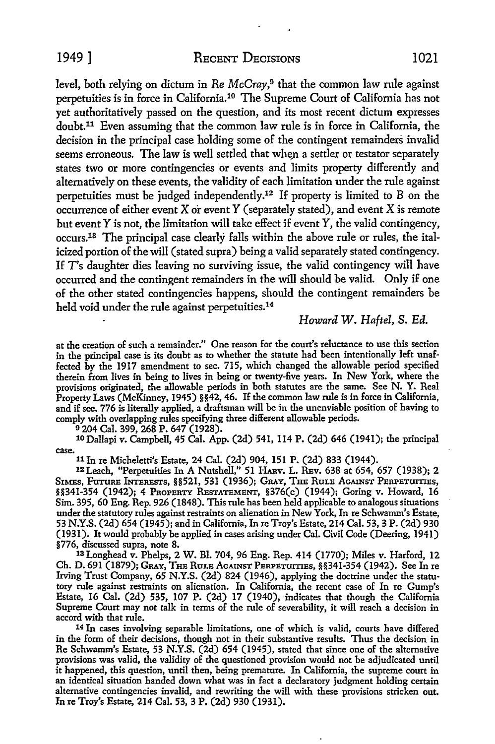level, both relying on dictum in *Re McCray*,[9] that the common law rule against perpetuities is in force in California.[10] The Supreme Court of California has not yet authoritatively passed on the question, and its most recent dictum expresses doubt.[11] Even assuming that the common law rule is in force in California, the decision in the principal case holding some of the contingent remainders invalid seems erroneous. The law is well settled that when a settler or testator separately states two or more contingencies or events and limits property differently and alternatively on these events, the validity of each limitation under the rule against perpetuities must be judged independently.[12] If property is limited to B on the occurrence of either event X or event Y (separately stated), and event X is remote but event Y is not, the limitation will take effect if event Y, the valid contingency, occurs.[13] The principal case clearly falls within the above rule or rules, the italicized portion of the will (stated supra) being a valid separately stated contingency. If T's daughter dies leaving no surviving issue, the valid contingency will have occurred and the contingent remainders in the will should be valid. Only if one of the other stated contingencies happens, should the contingent remainders be held void under the rule against perpetuities.[14]

*Howard W. Haftel, S. Ed.*

---

at the creation of such a remainder." One reason for the court's reluctance to use this section in the principal case is its doubt as to whether the statute had been intentionally left unaffected by the 1917 amendment to sec. 715, which changed the allowable period specified therein from lives in being to lives in being or twenty-five years. In New York, where the provisions originated, the allowable periods in both statutes are the same. See N. Y. Real Property Laws (McKinney, 1945) §§42, 46. If the common law rule is in force in California, and if sec. 776 is literally applied, a draftsman will be in the unenviable position of having to comply with overlapping rules specifying three different allowable periods.

[9] 204 Cal. 399, 268 P. 647 (1928).

[10] Dallapi v. Campbell, 45 Cal. App. (2d) 541, 114 P. (2d) 646 (1941); the principal case.

[11] In re Micheletti's Estate, 24 Cal. (2d) 904, 151 P. (2d) 833 (1944).

[12] Leach, "Perpetuities In A Nutshell," 51 HARV. L. REV. 638 at 654, 657 (1938); 2 SIMES, FUTURE INTERESTS, §§521, 531 (1936); GRAY, THE RULE AGAINST PERPETUITIES, §§341-354 (1942); 4 PROPERTY RESTATEMENT, §376(c) (1944); Goring v. Howard, 16 Sim. 395, 60 Eng. Rep. 926 (1848). This rule has been held applicable to analogous situations under the statutory rules against restraints on alienation in New York, In re Schwamm's Estate, 53 N.Y.S. (2d) 654 (1945); and in California, In re Troy's Estate, 214 Cal. 53, 3 P. (2d) 930 (1931). It would probably be applied in cases arising under Cal. Civil Code (Deering, 1941) §776, discussed supra, note 8.

[13] Longhead v. Phelps, 2 W. Bl. 704, 96 Eng. Rep. 414 (1770); Miles v. Harford, 12 Ch. D. 691 (1879); GRAY, THE RULE AGAINST PERPETUITIES, §§341-354 (1942). See In re Irving Trust Company, 65 N.Y.S. (2d) 824 (1946), applying the doctrine under the statutory rule against restraints on alienation. In California, the recent case of In re Gump's Estate, 16 Cal. (2d) 535, 107 P. (2d) 17 (1940), indicates that though the California Supreme Court may not talk in terms of the rule of severability, it will reach a decision in accord with that rule.

[14] In cases involving separable limitations, one of which is valid, courts have differed in the form of their decisions, though not in their substantive results. Thus the decision in Re Schwamm's Estate, 53 N.Y.S. (2d) 654 (1945), stated that since one of the alternative provisions was valid, the validity of the questioned provision would not be adjudicated until it happened, this question, until then, being premature. In California, the supreme court in an identical situation handed down what was in fact a declaratory judgment holding certain alternative contingencies invalid, and rewriting the will with these provisions stricken out. In re Troy's Estate, 214 Cal. 53, 3 P. (2d) 930 (1931).